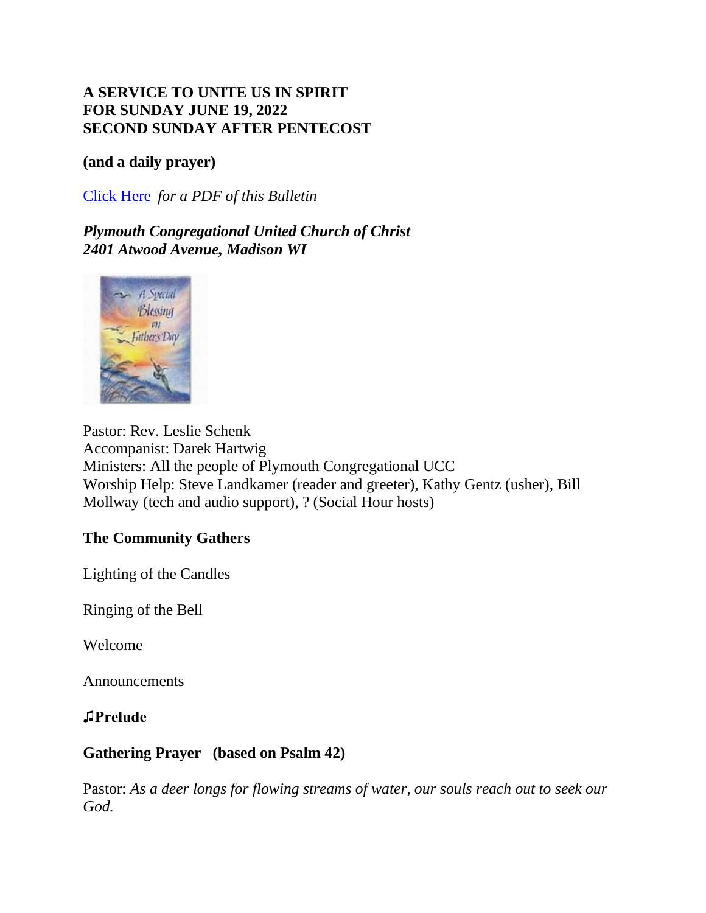**A SERVICE TO UNITE US IN SPIRIT**
**FOR SUNDAY JUNE 19, 2022**
**SECOND SUNDAY AFTER PENTECOST**

**(and a daily prayer)**

Click Here *for a PDF of this Bulletin*

***Plymouth Congregational United Church of Christ***
***2401 Atwood Avenue, Madison WI***

Pastor: Rev. Leslie Schenk
Accompanist: Darek Hartwig
Ministers: All the people of Plymouth Congregational UCC
Worship Help: Steve Landkamer (reader and greeter), Kathy Gentz (usher), Bill Mollway (tech and audio support), ? (Social Hour hosts)

**The Community Gathers**

Lighting of the Candles

Ringing of the Bell

Welcome

Announcements

**♫Prelude**

**Gathering Prayer (based on Psalm 42)**

Pastor: *As a deer longs for flowing streams of water, our souls reach out to seek our God.*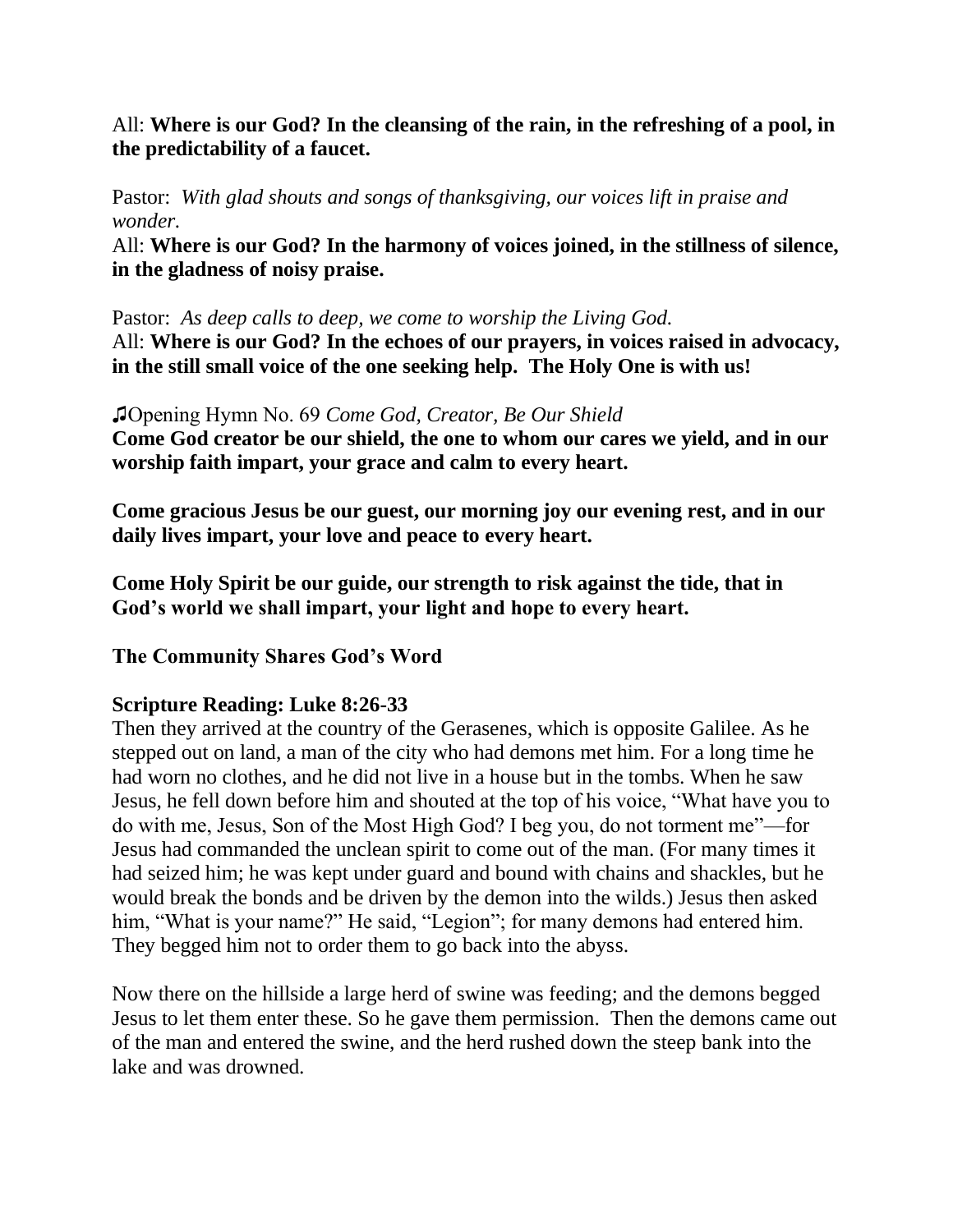All: **Where is our God? In the cleansing of the rain, in the refreshing of a pool, in the predictability of a faucet.**

Pastor: *With glad shouts and songs of thanksgiving, our voices lift in praise and wonder.*
All: **Where is our God? In the harmony of voices joined, in the stillness of silence, in the gladness of noisy praise.**

Pastor: *As deep calls to deep, we come to worship the Living God.*
All: **Where is our God? In the echoes of our prayers, in voices raised in advocacy, in the still small voice of the one seeking help. The Holy One is with us!**

♫Opening Hymn No. 69 *Come God, Creator, Be Our Shield*
**Come God creator be our shield, the one to whom our cares we yield, and in our worship faith impart, your grace and calm to every heart.**

**Come gracious Jesus be our guest, our morning joy our evening rest, and in our daily lives impart, your love and peace to every heart.**

**Come Holy Spirit be our guide, our strength to risk against the tide, that in God's world we shall impart, your light and hope to every heart.**

**The Community Shares God's Word**

**Scripture Reading: Luke 8:26-33**
Then they arrived at the country of the Gerasenes, which is opposite Galilee. As he stepped out on land, a man of the city who had demons met him. For a long time he had worn no clothes, and he did not live in a house but in the tombs. When he saw Jesus, he fell down before him and shouted at the top of his voice, "What have you to do with me, Jesus, Son of the Most High God? I beg you, do not torment me"—for Jesus had commanded the unclean spirit to come out of the man. (For many times it had seized him; he was kept under guard and bound with chains and shackles, but he would break the bonds and be driven by the demon into the wilds.) Jesus then asked him, "What is your name?" He said, "Legion"; for many demons had entered him. They begged him not to order them to go back into the abyss.

Now there on the hillside a large herd of swine was feeding; and the demons begged Jesus to let them enter these. So he gave them permission. Then the demons came out of the man and entered the swine, and the herd rushed down the steep bank into the lake and was drowned.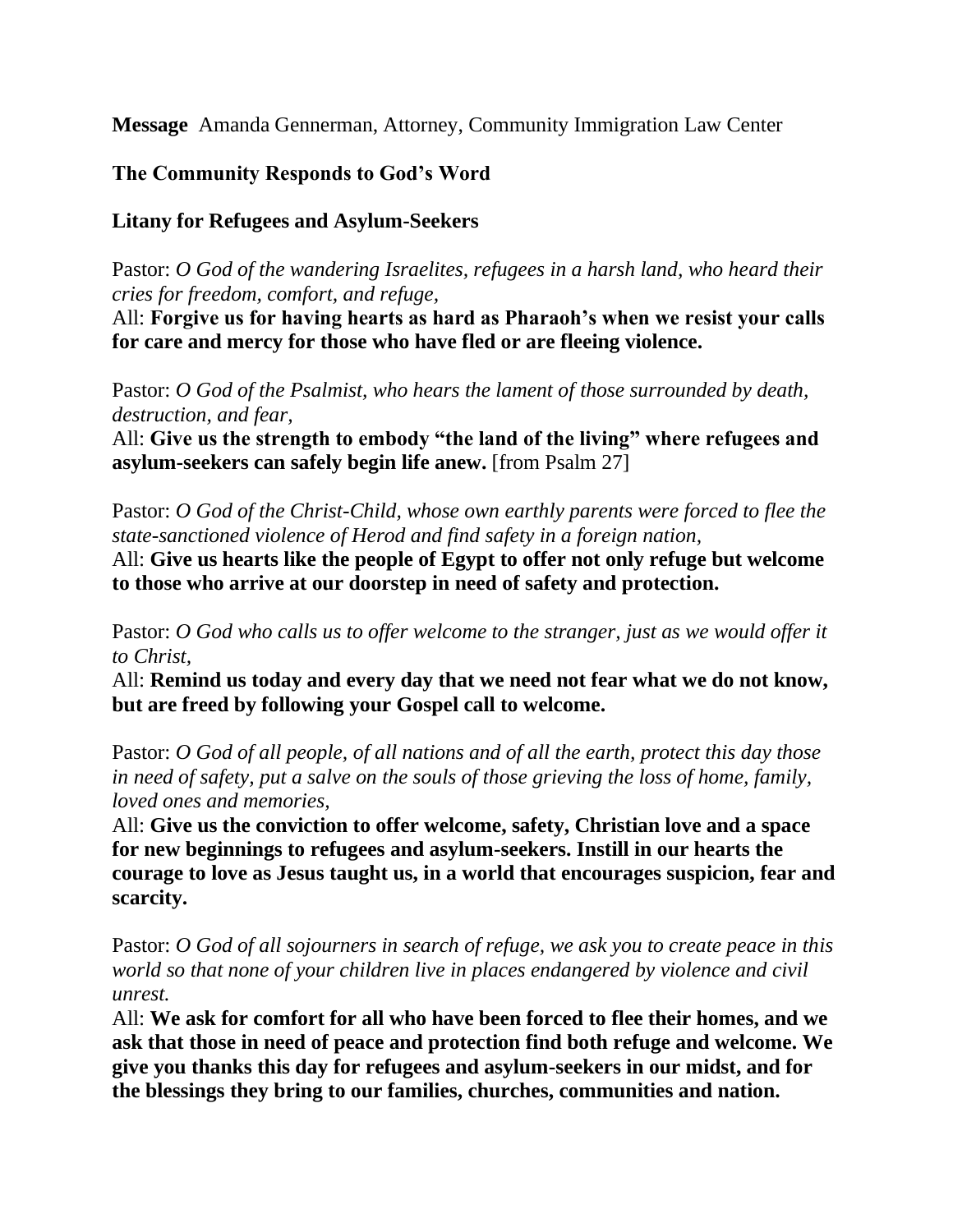**Message** Amanda Gennerman, Attorney, Community Immigration Law Center

**The Community Responds to God's Word**

**Litany for Refugees and Asylum-Seekers**

Pastor: *O God of the wandering Israelites, refugees in a harsh land, who heard their cries for freedom, comfort, and refuge,*
All: **Forgive us for having hearts as hard as Pharaoh's when we resist your calls for care and mercy for those who have fled or are fleeing violence.**

Pastor: *O God of the Psalmist, who hears the lament of those surrounded by death, destruction, and fear,*
All: **Give us the strength to embody "the land of the living" where refugees and asylum-seekers can safely begin life anew.** [from Psalm 27]

Pastor: *O God of the Christ-Child, whose own earthly parents were forced to flee the state-sanctioned violence of Herod and find safety in a foreign nation,*
All: **Give us hearts like the people of Egypt to offer not only refuge but welcome to those who arrive at our doorstep in need of safety and protection.**

Pastor: *O God who calls us to offer welcome to the stranger, just as we would offer it to Christ,*
All: **Remind us today and every day that we need not fear what we do not know, but are freed by following your Gospel call to welcome.**

Pastor: *O God of all people, of all nations and of all the earth, protect this day those in need of safety, put a salve on the souls of those grieving the loss of home, family, loved ones and memories,*
All: **Give us the conviction to offer welcome, safety, Christian love and a space for new beginnings to refugees and asylum-seekers. Instill in our hearts the courage to love as Jesus taught us, in a world that encourages suspicion, fear and scarcity.**

Pastor: *O God of all sojourners in search of refuge, we ask you to create peace in this world so that none of your children live in places endangered by violence and civil unrest.*
All: **We ask for comfort for all who have been forced to flee their homes, and we ask that those in need of peace and protection find both refuge and welcome. We give you thanks this day for refugees and asylum-seekers in our midst, and for the blessings they bring to our families, churches, communities and nation.**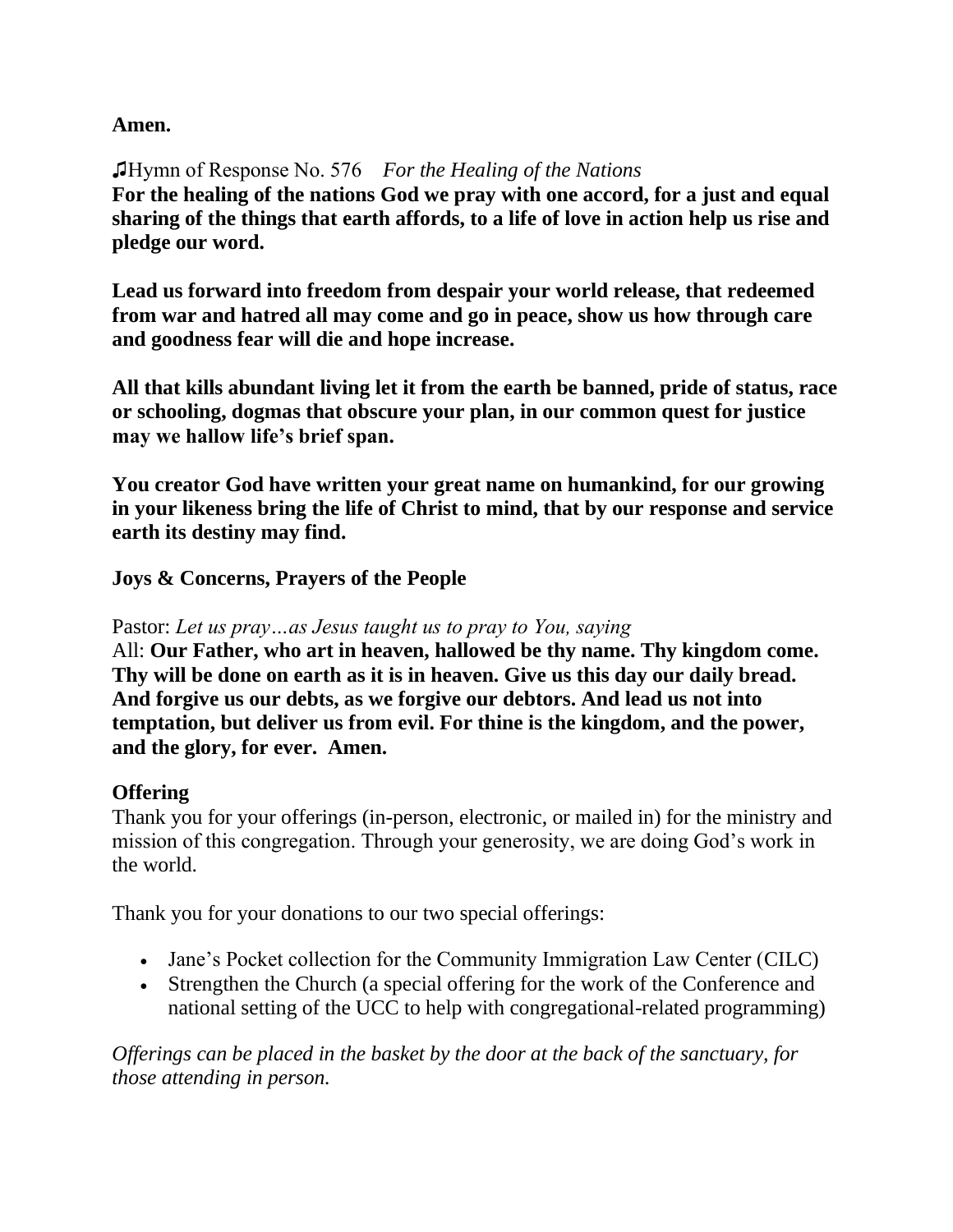**Amen.**

♫Hymn of Response No. 576 *For the Healing of the Nations*
**For the healing of the nations God we pray with one accord, for a just and equal sharing of the things that earth affords, to a life of love in action help us rise and pledge our word.**

**Lead us forward into freedom from despair your world release, that redeemed from war and hatred all may come and go in peace, show us how through care and goodness fear will die and hope increase.**

**All that kills abundant living let it from the earth be banned, pride of status, race or schooling, dogmas that obscure your plan, in our common quest for justice may we hallow life's brief span.**

**You creator God have written your great name on humankind, for our growing in your likeness bring the life of Christ to mind, that by our response and service earth its destiny may find.**

**Joys & Concerns, Prayers of the People**

Pastor: *Let us pray…as Jesus taught us to pray to You, saying*
All: **Our Father, who art in heaven, hallowed be thy name. Thy kingdom come. Thy will be done on earth as it is in heaven. Give us this day our daily bread. And forgive us our debts, as we forgive our debtors. And lead us not into temptation, but deliver us from evil. For thine is the kingdom, and the power, and the glory, for ever. Amen.**

**Offering**
Thank you for your offerings (in-person, electronic, or mailed in) for the ministry and mission of this congregation. Through your generosity, we are doing God's work in the world.

Thank you for your donations to our two special offerings:

- Jane's Pocket collection for the Community Immigration Law Center (CILC)
- Strengthen the Church (a special offering for the work of the Conference and national setting of the UCC to help with congregational-related programming)

*Offerings can be placed in the basket by the door at the back of the sanctuary, for those attending in person.*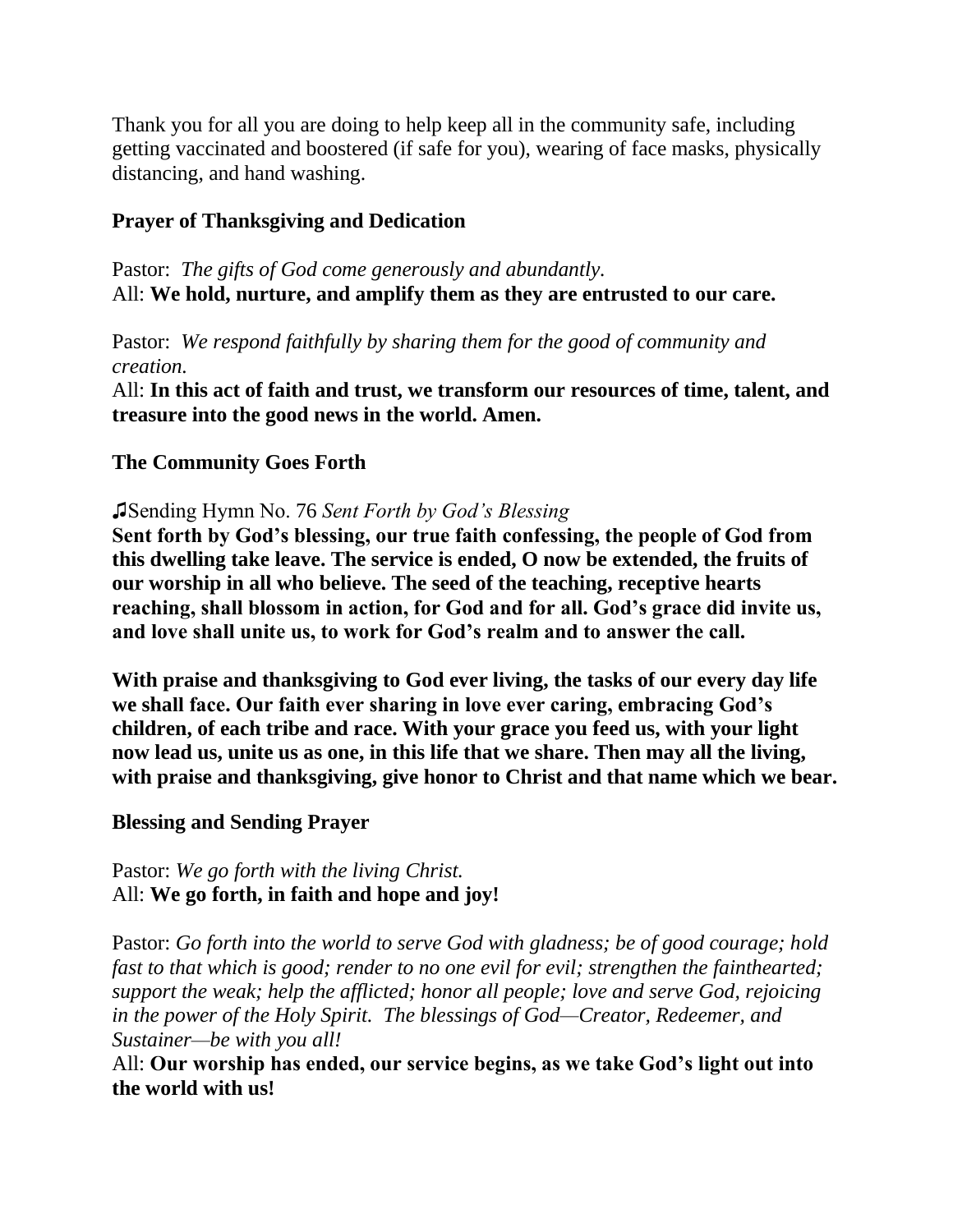Thank you for all you are doing to help keep all in the community safe, including getting vaccinated and boostered (if safe for you), wearing of face masks, physically distancing, and hand washing.

**Prayer of Thanksgiving and Dedication**

Pastor: *The gifts of God come generously and abundantly.*
All: **We hold, nurture, and amplify them as they are entrusted to our care.**

Pastor: *We respond faithfully by sharing them for the good of community and creation.*
All: **In this act of faith and trust, we transform our resources of time, talent, and treasure into the good news in the world. Amen.**

**The Community Goes Forth**

♫Sending Hymn No. 76 *Sent Forth by God's Blessing*
**Sent forth by God's blessing, our true faith confessing, the people of God from this dwelling take leave. The service is ended, O now be extended, the fruits of our worship in all who believe. The seed of the teaching, receptive hearts reaching, shall blossom in action, for God and for all. God's grace did invite us, and love shall unite us, to work for God's realm and to answer the call.**

**With praise and thanksgiving to God ever living, the tasks of our every day life we shall face. Our faith ever sharing in love ever caring, embracing God's children, of each tribe and race. With your grace you feed us, with your light now lead us, unite us as one, in this life that we share. Then may all the living, with praise and thanksgiving, give honor to Christ and that name which we bear.**

**Blessing and Sending Prayer**

Pastor: *We go forth with the living Christ.*
All: **We go forth, in faith and hope and joy!**

Pastor: *Go forth into the world to serve God with gladness; be of good courage; hold fast to that which is good; render to no one evil for evil; strengthen the fainthearted; support the weak; help the afflicted; honor all people; love and serve God, rejoicing in the power of the Holy Spirit. The blessings of God—Creator, Redeemer, and Sustainer—be with you all!*
All: **Our worship has ended, our service begins, as we take God's light out into the world with us!**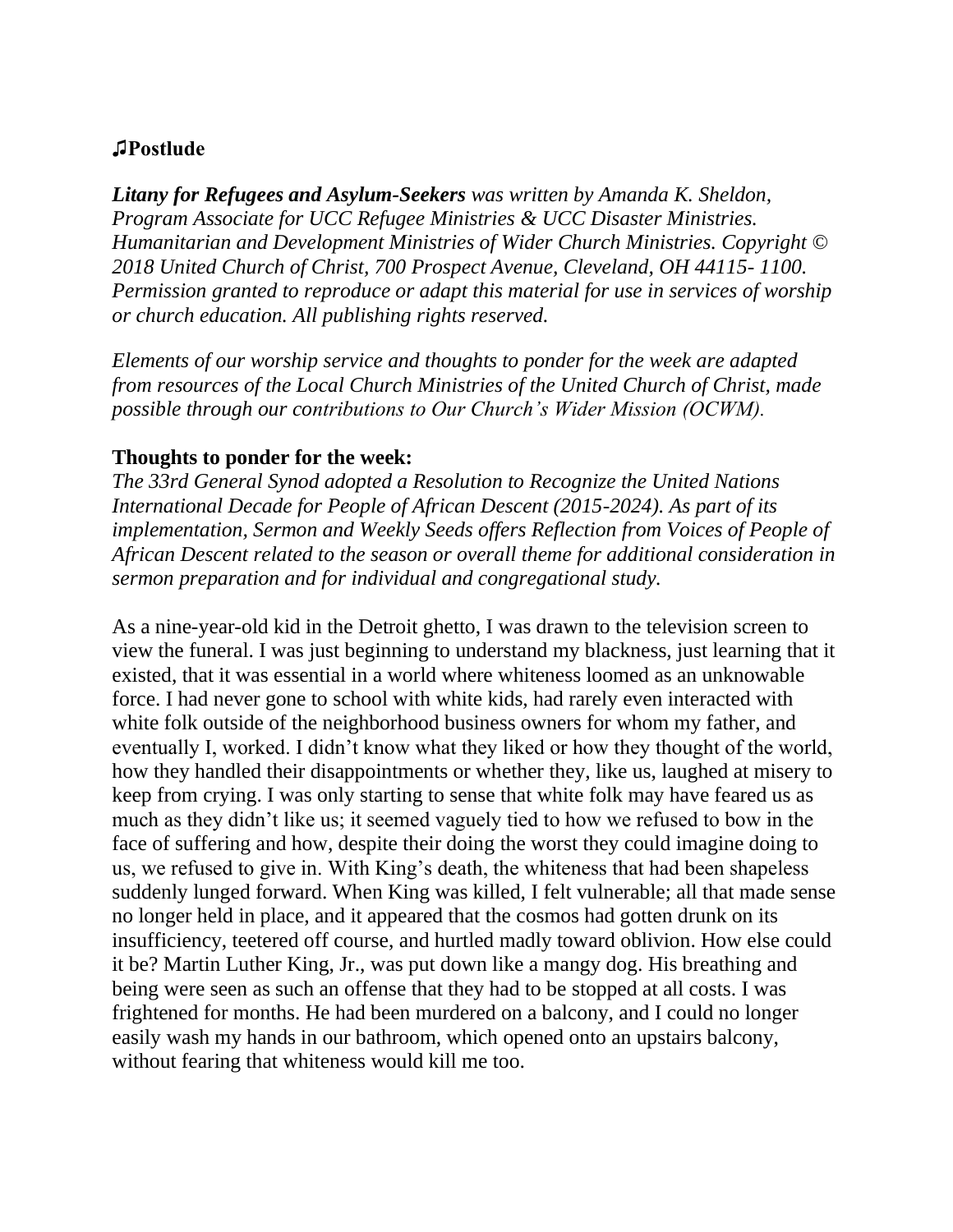## ♫Postlude

***Litany for Refugees and Asylum-Seekers*** *was written by Amanda K. Sheldon, Program Associate for UCC Refugee Ministries & UCC Disaster Ministries. Humanitarian and Development Ministries of Wider Church Ministries. Copyright © 2018 United Church of Christ, 700 Prospect Avenue, Cleveland, OH 44115- 1100. Permission granted to reproduce or adapt this material for use in services of worship or church education. All publishing rights reserved.*

*Elements of our worship service and thoughts to ponder for the week are adapted from resources of the Local Church Ministries of the United Church of Christ, made possible through our contributions to Our Church's Wider Mission (OCWM).*

**Thoughts to ponder for the week:**

*The 33rd General Synod adopted a Resolution to Recognize the United Nations International Decade for People of African Descent (2015-2024). As part of its implementation, Sermon and Weekly Seeds offers Reflection from Voices of People of African Descent related to the season or overall theme for additional consideration in sermon preparation and for individual and congregational study.*

As a nine-year-old kid in the Detroit ghetto, I was drawn to the television screen to view the funeral. I was just beginning to understand my blackness, just learning that it existed, that it was essential in a world where whiteness loomed as an unknowable force. I had never gone to school with white kids, had rarely even interacted with white folk outside of the neighborhood business owners for whom my father, and eventually I, worked. I didn't know what they liked or how they thought of the world, how they handled their disappointments or whether they, like us, laughed at misery to keep from crying. I was only starting to sense that white folk may have feared us as much as they didn't like us; it seemed vaguely tied to how we refused to bow in the face of suffering and how, despite their doing the worst they could imagine doing to us, we refused to give in. With King's death, the whiteness that had been shapeless suddenly lunged forward. When King was killed, I felt vulnerable; all that made sense no longer held in place, and it appeared that the cosmos had gotten drunk on its insufficiency, teetered off course, and hurtled madly toward oblivion. How else could it be? Martin Luther King, Jr., was put down like a mangy dog. His breathing and being were seen as such an offense that they had to be stopped at all costs. I was frightened for months. He had been murdered on a balcony, and I could no longer easily wash my hands in our bathroom, which opened onto an upstairs balcony, without fearing that whiteness would kill me too.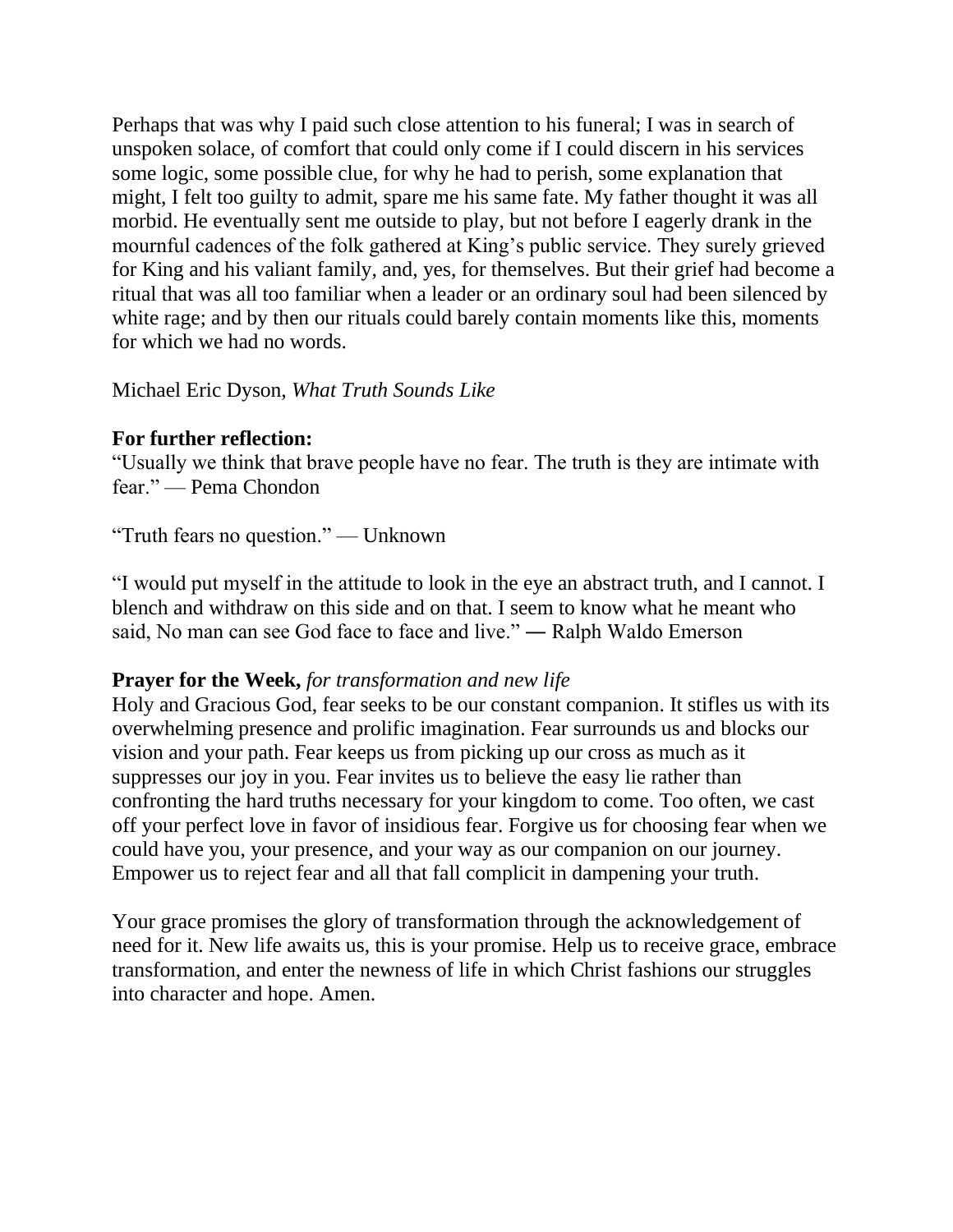Perhaps that was why I paid such close attention to his funeral; I was in search of unspoken solace, of comfort that could only come if I could discern in his services some logic, some possible clue, for why he had to perish, some explanation that might, I felt too guilty to admit, spare me his same fate. My father thought it was all morbid. He eventually sent me outside to play, but not before I eagerly drank in the mournful cadences of the folk gathered at King's public service. They surely grieved for King and his valiant family, and, yes, for themselves. But their grief had become a ritual that was all too familiar when a leader or an ordinary soul had been silenced by white rage; and by then our rituals could barely contain moments like this, moments for which we had no words.

Michael Eric Dyson, *What Truth Sounds Like*

**For further reflection:**

"Usually we think that brave people have no fear. The truth is they are intimate with fear." — Pema Chondon

"Truth fears no question." — Unknown

"I would put myself in the attitude to look in the eye an abstract truth, and I cannot. I blench and withdraw on this side and on that. I seem to know what he meant who said, No man can see God face to face and live." ― Ralph Waldo Emerson

**Prayer for the Week,** *for transformation and new life*

Holy and Gracious God, fear seeks to be our constant companion. It stifles us with its overwhelming presence and prolific imagination. Fear surrounds us and blocks our vision and your path. Fear keeps us from picking up our cross as much as it suppresses our joy in you. Fear invites us to believe the easy lie rather than confronting the hard truths necessary for your kingdom to come. Too often, we cast off your perfect love in favor of insidious fear. Forgive us for choosing fear when we could have you, your presence, and your way as our companion on our journey. Empower us to reject fear and all that fall complicit in dampening your truth.

Your grace promises the glory of transformation through the acknowledgement of need for it. New life awaits us, this is your promise. Help us to receive grace, embrace transformation, and enter the newness of life in which Christ fashions our struggles into character and hope. Amen.